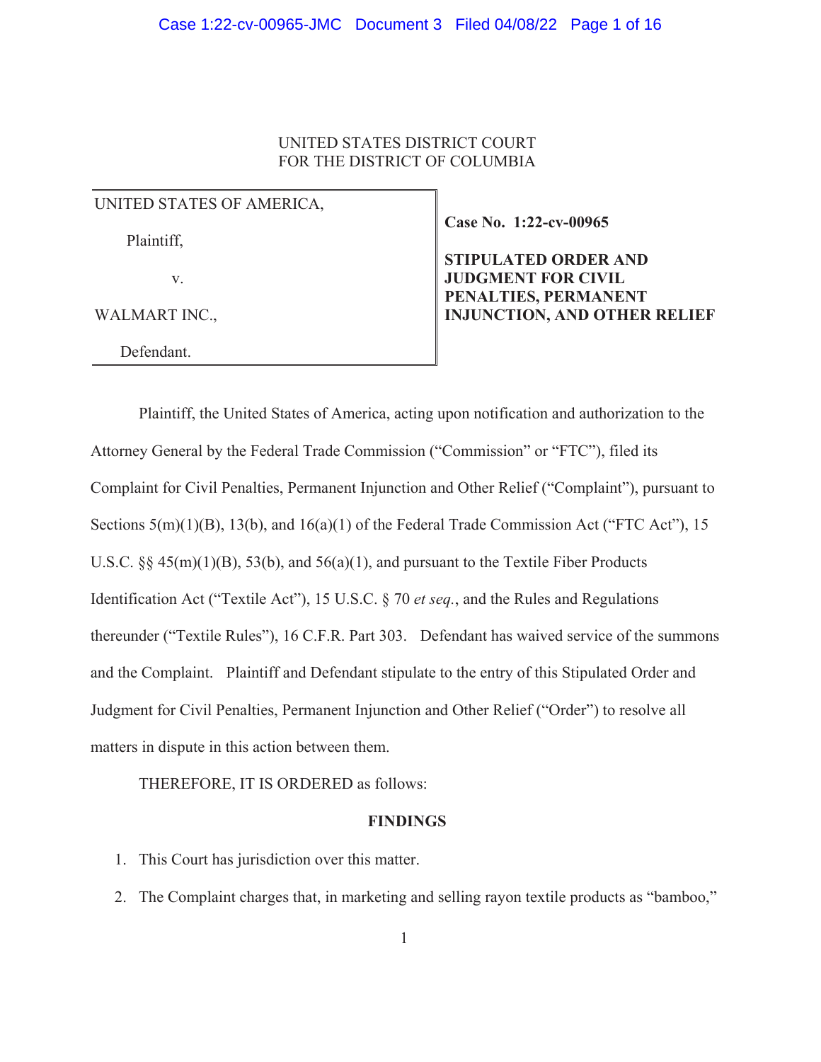UNITED STATES DISTRICT COURT
FOR THE DISTRICT OF COLUMBIA

| | |
|---|---|
| UNITED STATES OF AMERICA,<br><br>Plaintiff,<br><br>v.<br><br>WALMART INC.,<br><br>Defendant. | **Case No. 1:22-cv-00965**<br><br>**STIPULATED ORDER AND JUDGMENT FOR CIVIL PENALTIES, PERMANENT INJUNCTION, AND OTHER RELIEF** |

Plaintiff, the United States of America, acting upon notification and authorization to the Attorney General by the Federal Trade Commission ("Commission" or "FTC"), filed its Complaint for Civil Penalties, Permanent Injunction and Other Relief ("Complaint"), pursuant to Sections 5(m)(1)(B), 13(b), and 16(a)(1) of the Federal Trade Commission Act ("FTC Act"), 15 U.S.C. §§ 45(m)(1)(B), 53(b), and 56(a)(1), and pursuant to the Textile Fiber Products Identification Act ("Textile Act"), 15 U.S.C. § 70 *et seq.*, and the Rules and Regulations thereunder ("Textile Rules"), 16 C.F.R. Part 303. Defendant has waived service of the summons and the Complaint. Plaintiff and Defendant stipulate to the entry of this Stipulated Order and Judgment for Civil Penalties, Permanent Injunction and Other Relief ("Order") to resolve all matters in dispute in this action between them.

THEREFORE, IT IS ORDERED as follows:

**FINDINGS**

1. This Court has jurisdiction over this matter.
2. The Complaint charges that, in marketing and selling rayon textile products as "bamboo,"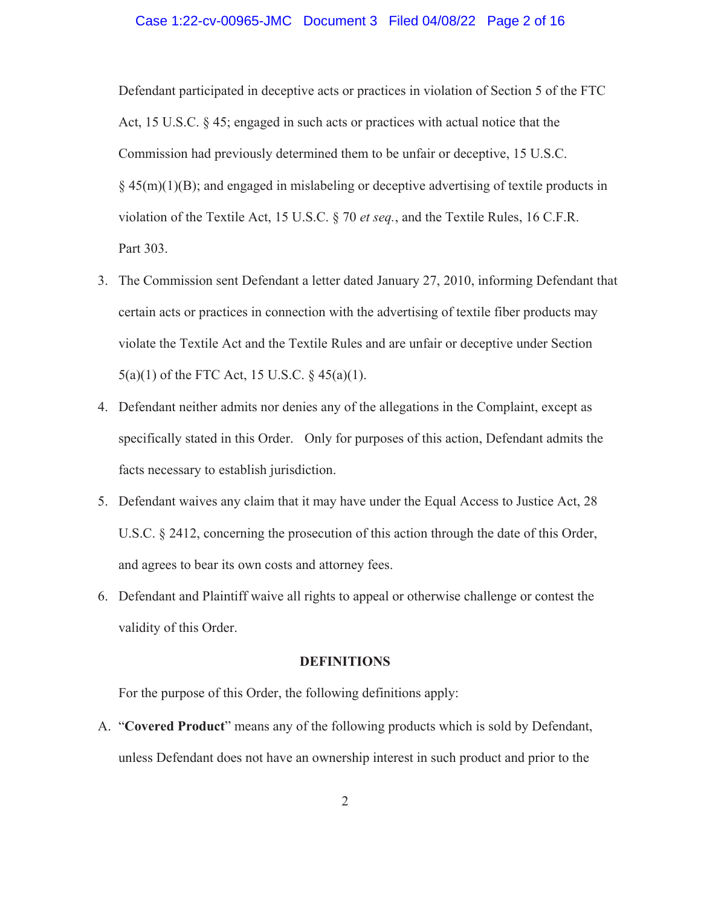Defendant participated in deceptive acts or practices in violation of Section 5 of the FTC Act, 15 U.S.C. § 45; engaged in such acts or practices with actual notice that the Commission had previously determined them to be unfair or deceptive, 15 U.S.C. § 45(m)(1)(B); and engaged in mislabeling or deceptive advertising of textile products in violation of the Textile Act, 15 U.S.C. § 70 *et seq.*, and the Textile Rules, 16 C.F.R. Part 303.

3. The Commission sent Defendant a letter dated January 27, 2010, informing Defendant that certain acts or practices in connection with the advertising of textile fiber products may violate the Textile Act and the Textile Rules and are unfair or deceptive under Section 5(a)(1) of the FTC Act, 15 U.S.C. § 45(a)(1).
4. Defendant neither admits nor denies any of the allegations in the Complaint, except as specifically stated in this Order. Only for purposes of this action, Defendant admits the facts necessary to establish jurisdiction.
5. Defendant waives any claim that it may have under the Equal Access to Justice Act, 28 U.S.C. § 2412, concerning the prosecution of this action through the date of this Order, and agrees to bear its own costs and attorney fees.
6. Defendant and Plaintiff waive all rights to appeal or otherwise challenge or contest the validity of this Order.

**DEFINITIONS**

For the purpose of this Order, the following definitions apply:

A. "**Covered Product**" means any of the following products which is sold by Defendant, unless Defendant does not have an ownership interest in such product and prior to the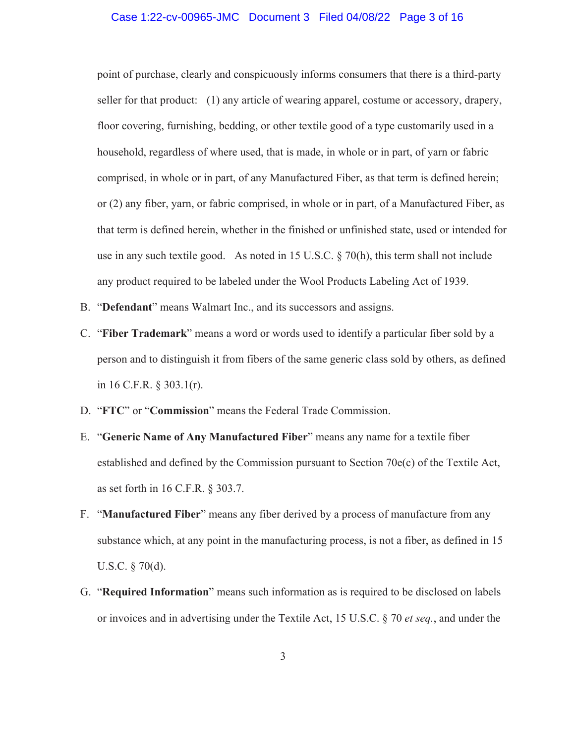point of purchase, clearly and conspicuously informs consumers that there is a third-party seller for that product: (1) any article of wearing apparel, costume or accessory, drapery, floor covering, furnishing, bedding, or other textile good of a type customarily used in a household, regardless of where used, that is made, in whole or in part, of yarn or fabric comprised, in whole or in part, of any Manufactured Fiber, as that term is defined herein; or (2) any fiber, yarn, or fabric comprised, in whole or in part, of a Manufactured Fiber, as that term is defined herein, whether in the finished or unfinished state, used or intended for use in any such textile good. As noted in 15 U.S.C. § 70(h), this term shall not include any product required to be labeled under the Wool Products Labeling Act of 1939.

B. "**Defendant**" means Walmart Inc., and its successors and assigns.

C. "**Fiber Trademark**" means a word or words used to identify a particular fiber sold by a person and to distinguish it from fibers of the same generic class sold by others, as defined in 16 C.F.R. § 303.1(r).

D. "**FTC**" or "**Commission**" means the Federal Trade Commission.

E. "**Generic Name of Any Manufactured Fiber**" means any name for a textile fiber established and defined by the Commission pursuant to Section 70e(c) of the Textile Act, as set forth in 16 C.F.R. § 303.7.

F. "**Manufactured Fiber**" means any fiber derived by a process of manufacture from any substance which, at any point in the manufacturing process, is not a fiber, as defined in 15 U.S.C. § 70(d).

G. "**Required Information**" means such information as is required to be disclosed on labels or invoices and in advertising under the Textile Act, 15 U.S.C. § 70 *et seq.*, and under the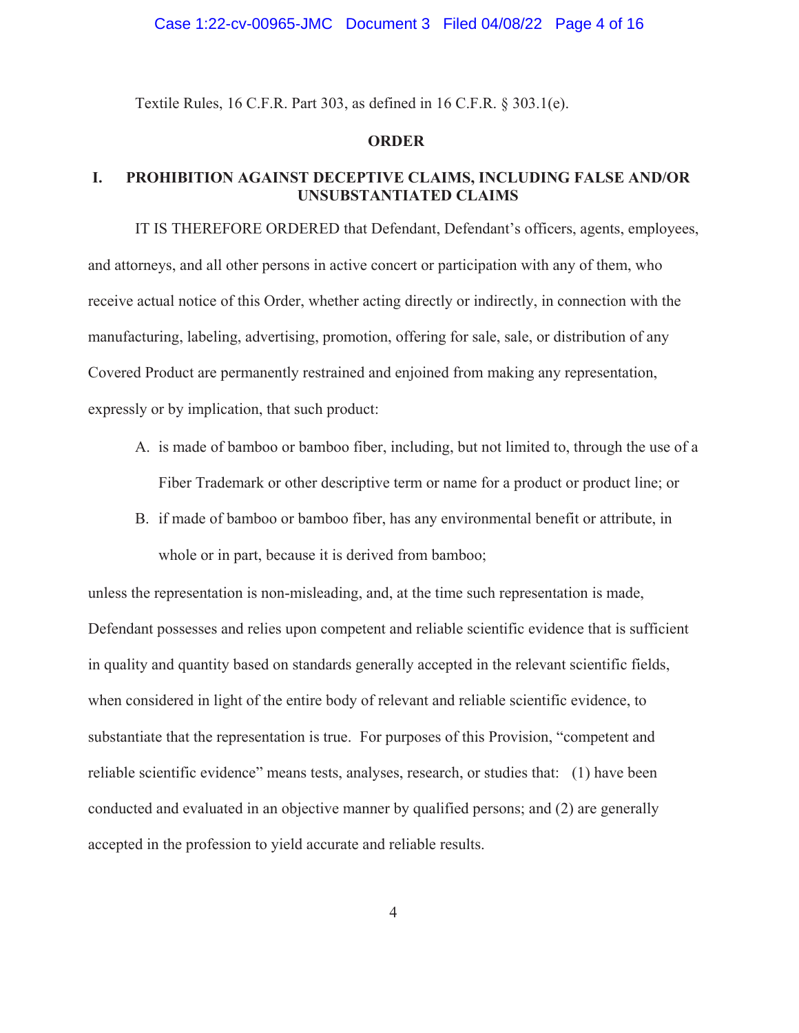Textile Rules, 16 C.F.R. Part 303, as defined in 16 C.F.R. § 303.1(e).

## ORDER

### I. PROHIBITION AGAINST DECEPTIVE CLAIMS, INCLUDING FALSE AND/OR UNSUBSTANTIATED CLAIMS

IT IS THEREFORE ORDERED that Defendant, Defendant's officers, agents, employees, and attorneys, and all other persons in active concert or participation with any of them, who receive actual notice of this Order, whether acting directly or indirectly, in connection with the manufacturing, labeling, advertising, promotion, offering for sale, sale, or distribution of any Covered Product are permanently restrained and enjoined from making any representation, expressly or by implication, that such product:

A. is made of bamboo or bamboo fiber, including, but not limited to, through the use of a Fiber Trademark or other descriptive term or name for a product or product line; or

B. if made of bamboo or bamboo fiber, has any environmental benefit or attribute, in whole or in part, because it is derived from bamboo;

unless the representation is non-misleading, and, at the time such representation is made, Defendant possesses and relies upon competent and reliable scientific evidence that is sufficient in quality and quantity based on standards generally accepted in the relevant scientific fields, when considered in light of the entire body of relevant and reliable scientific evidence, to substantiate that the representation is true. For purposes of this Provision, "competent and reliable scientific evidence" means tests, analyses, research, or studies that: (1) have been conducted and evaluated in an objective manner by qualified persons; and (2) are generally accepted in the profession to yield accurate and reliable results.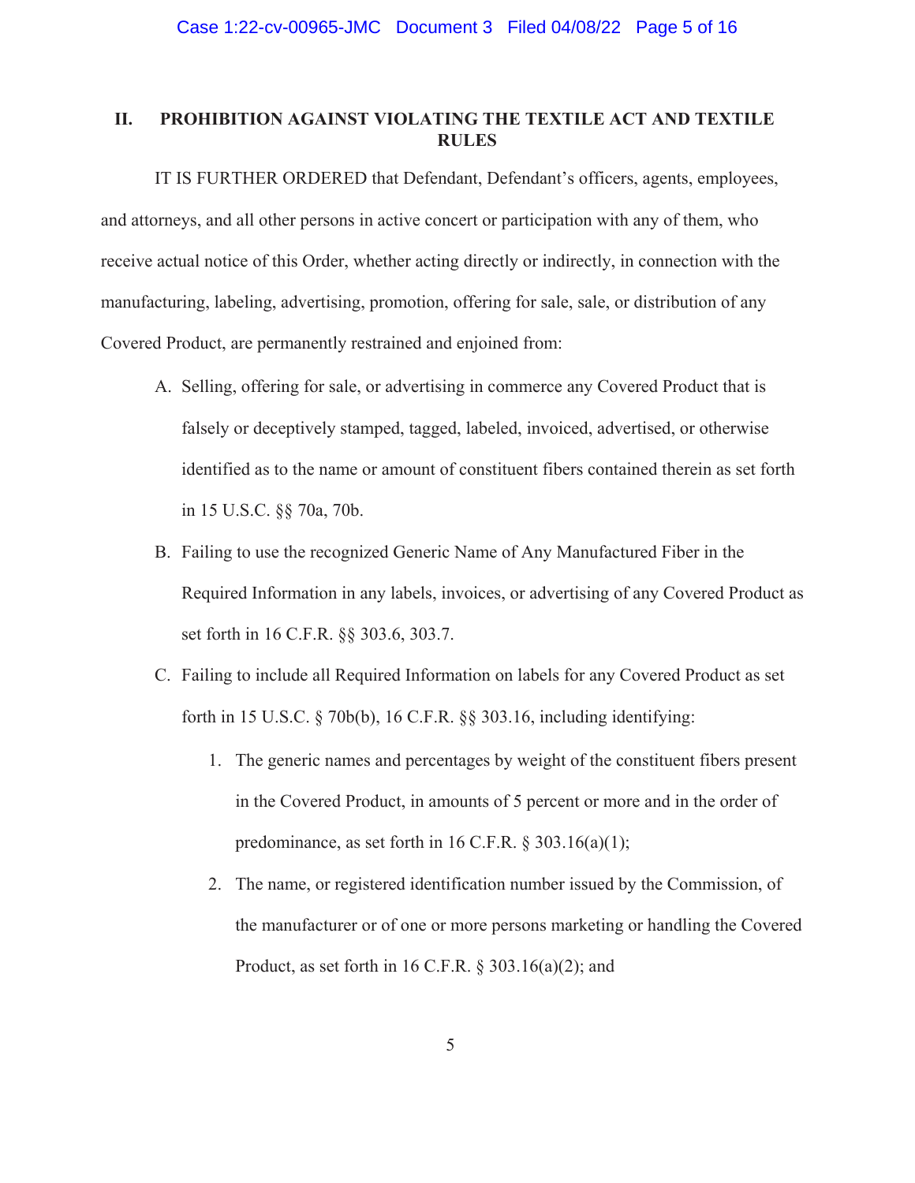## II. PROHIBITION AGAINST VIOLATING THE TEXTILE ACT AND TEXTILE RULES

IT IS FURTHER ORDERED that Defendant, Defendant's officers, agents, employees, and attorneys, and all other persons in active concert or participation with any of them, who receive actual notice of this Order, whether acting directly or indirectly, in connection with the manufacturing, labeling, advertising, promotion, offering for sale, sale, or distribution of any Covered Product, are permanently restrained and enjoined from:

A. Selling, offering for sale, or advertising in commerce any Covered Product that is falsely or deceptively stamped, tagged, labeled, invoiced, advertised, or otherwise identified as to the name or amount of constituent fibers contained therein as set forth in 15 U.S.C. §§ 70a, 70b.

B. Failing to use the recognized Generic Name of Any Manufactured Fiber in the Required Information in any labels, invoices, or advertising of any Covered Product as set forth in 16 C.F.R. §§ 303.6, 303.7.

C. Failing to include all Required Information on labels for any Covered Product as set forth in 15 U.S.C. § 70b(b), 16 C.F.R. §§ 303.16, including identifying:

   1. The generic names and percentages by weight of the constituent fibers present in the Covered Product, in amounts of 5 percent or more and in the order of predominance, as set forth in 16 C.F.R. § 303.16(a)(1);

   2. The name, or registered identification number issued by the Commission, of the manufacturer or of one or more persons marketing or handling the Covered Product, as set forth in 16 C.F.R. § 303.16(a)(2); and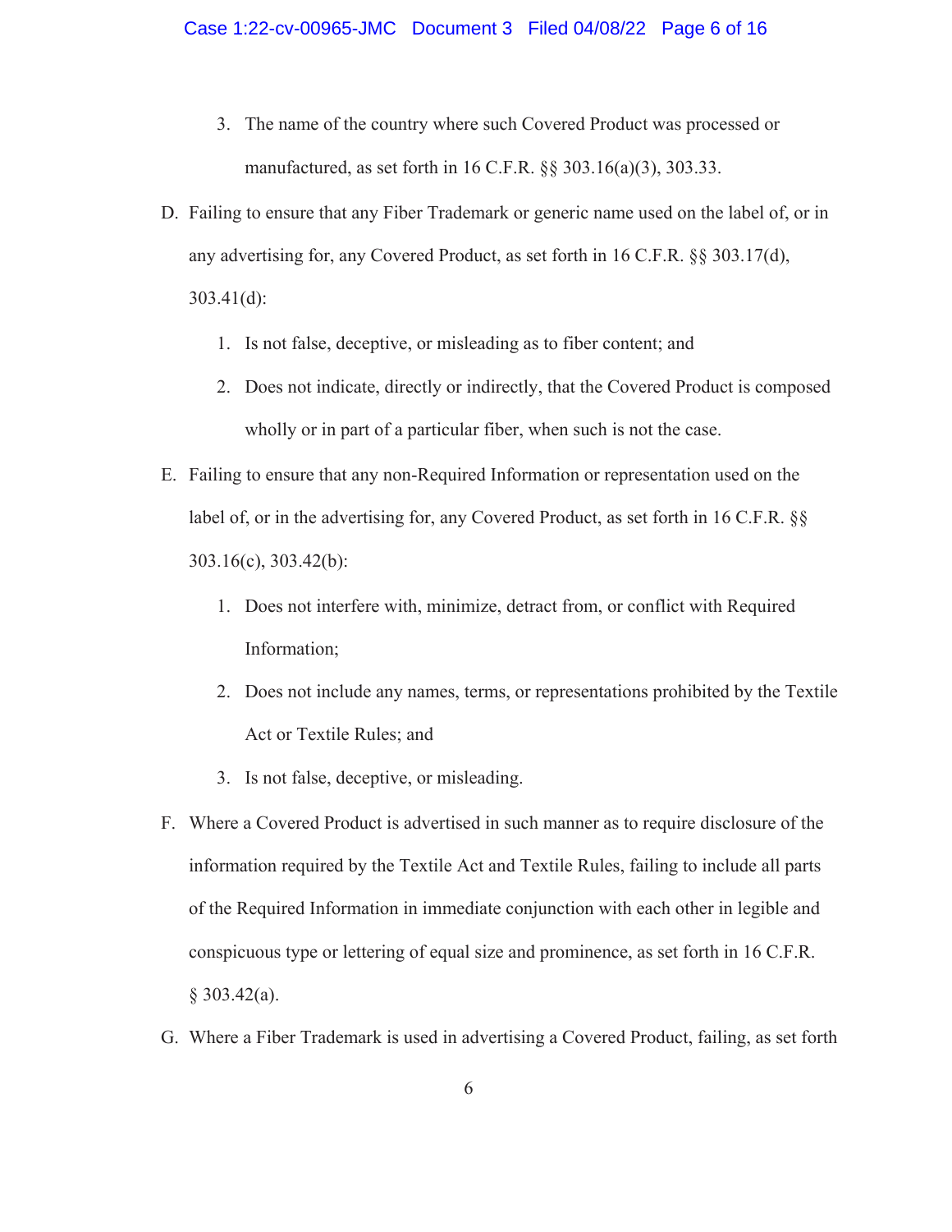3. The name of the country where such Covered Product was processed or manufactured, as set forth in 16 C.F.R. §§ 303.16(a)(3), 303.33.

D. Failing to ensure that any Fiber Trademark or generic name used on the label of, or in any advertising for, any Covered Product, as set forth in 16 C.F.R. §§ 303.17(d), 303.41(d):

1. Is not false, deceptive, or misleading as to fiber content; and
2. Does not indicate, directly or indirectly, that the Covered Product is composed wholly or in part of a particular fiber, when such is not the case.

E. Failing to ensure that any non-Required Information or representation used on the label of, or in the advertising for, any Covered Product, as set forth in 16 C.F.R. §§ 303.16(c), 303.42(b):

1. Does not interfere with, minimize, detract from, or conflict with Required Information;
2. Does not include any names, terms, or representations prohibited by the Textile Act or Textile Rules; and
3. Is not false, deceptive, or misleading.

F. Where a Covered Product is advertised in such manner as to require disclosure of the information required by the Textile Act and Textile Rules, failing to include all parts of the Required Information in immediate conjunction with each other in legible and conspicuous type or lettering of equal size and prominence, as set forth in 16 C.F.R. § 303.42(a).

G. Where a Fiber Trademark is used in advertising a Covered Product, failing, as set forth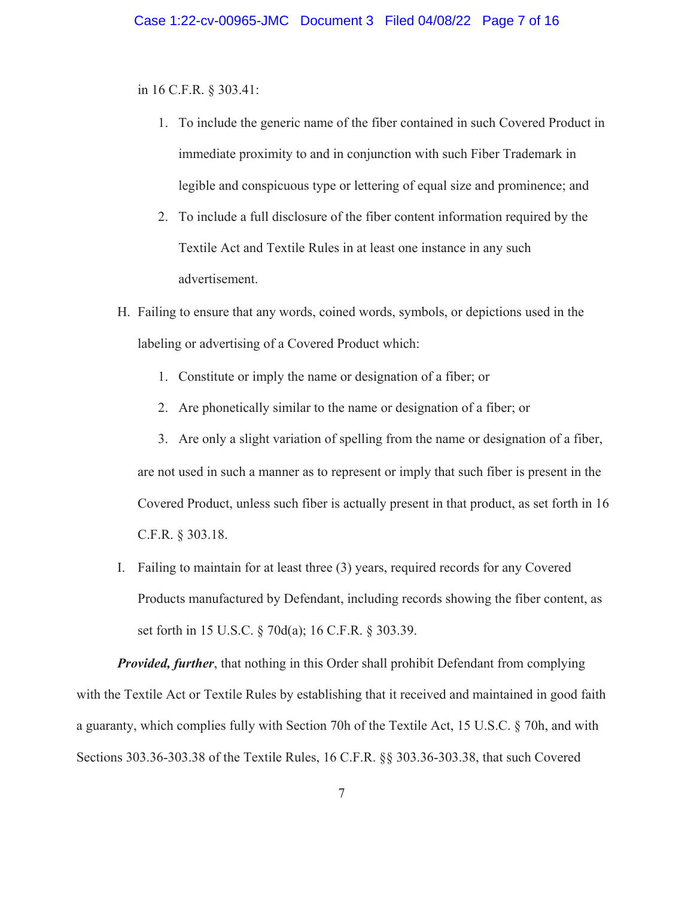in 16 C.F.R. § 303.41:

1. To include the generic name of the fiber contained in such Covered Product in immediate proximity to and in conjunction with such Fiber Trademark in legible and conspicuous type or lettering of equal size and prominence; and
2. To include a full disclosure of the fiber content information required by the Textile Act and Textile Rules in at least one instance in any such advertisement.

H. Failing to ensure that any words, coined words, symbols, or depictions used in the labeling or advertising of a Covered Product which:

1. Constitute or imply the name or designation of a fiber; or
2. Are phonetically similar to the name or designation of a fiber; or
3. Are only a slight variation of spelling from the name or designation of a fiber,

are not used in such a manner as to represent or imply that such fiber is present in the Covered Product, unless such fiber is actually present in that product, as set forth in 16 C.F.R. § 303.18.

I. Failing to maintain for at least three (3) years, required records for any Covered Products manufactured by Defendant, including records showing the fiber content, as set forth in 15 U.S.C. § 70d(a); 16 C.F.R. § 303.39.

***Provided, further***, that nothing in this Order shall prohibit Defendant from complying with the Textile Act or Textile Rules by establishing that it received and maintained in good faith a guaranty, which complies fully with Section 70h of the Textile Act, 15 U.S.C. § 70h, and with Sections 303.36-303.38 of the Textile Rules, 16 C.F.R. §§ 303.36-303.38, that such Covered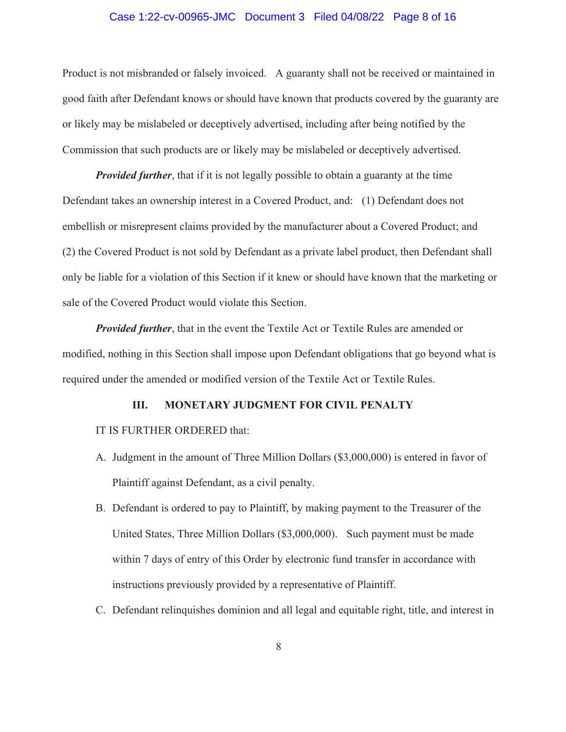Product is not misbranded or falsely invoiced. A guaranty shall not be received or maintained in good faith after Defendant knows or should have known that products covered by the guaranty are or likely may be mislabeled or deceptively advertised, including after being notified by the Commission that such products are or likely may be mislabeled or deceptively advertised.

***Provided further***, that if it is not legally possible to obtain a guaranty at the time Defendant takes an ownership interest in a Covered Product, and: (1) Defendant does not embellish or misrepresent claims provided by the manufacturer about a Covered Product; and (2) the Covered Product is not sold by Defendant as a private label product, then Defendant shall only be liable for a violation of this Section if it knew or should have known that the marketing or sale of the Covered Product would violate this Section.

***Provided further***, that in the event the Textile Act or Textile Rules are amended or modified, nothing in this Section shall impose upon Defendant obligations that go beyond what is required under the amended or modified version of the Textile Act or Textile Rules.

## III. MONETARY JUDGMENT FOR CIVIL PENALTY

IT IS FURTHER ORDERED that:

A. Judgment in the amount of Three Million Dollars ($3,000,000) is entered in favor of Plaintiff against Defendant, as a civil penalty.

B. Defendant is ordered to pay to Plaintiff, by making payment to the Treasurer of the United States, Three Million Dollars ($3,000,000). Such payment must be made within 7 days of entry of this Order by electronic fund transfer in accordance with instructions previously provided by a representative of Plaintiff.

C. Defendant relinquishes dominion and all legal and equitable right, title, and interest in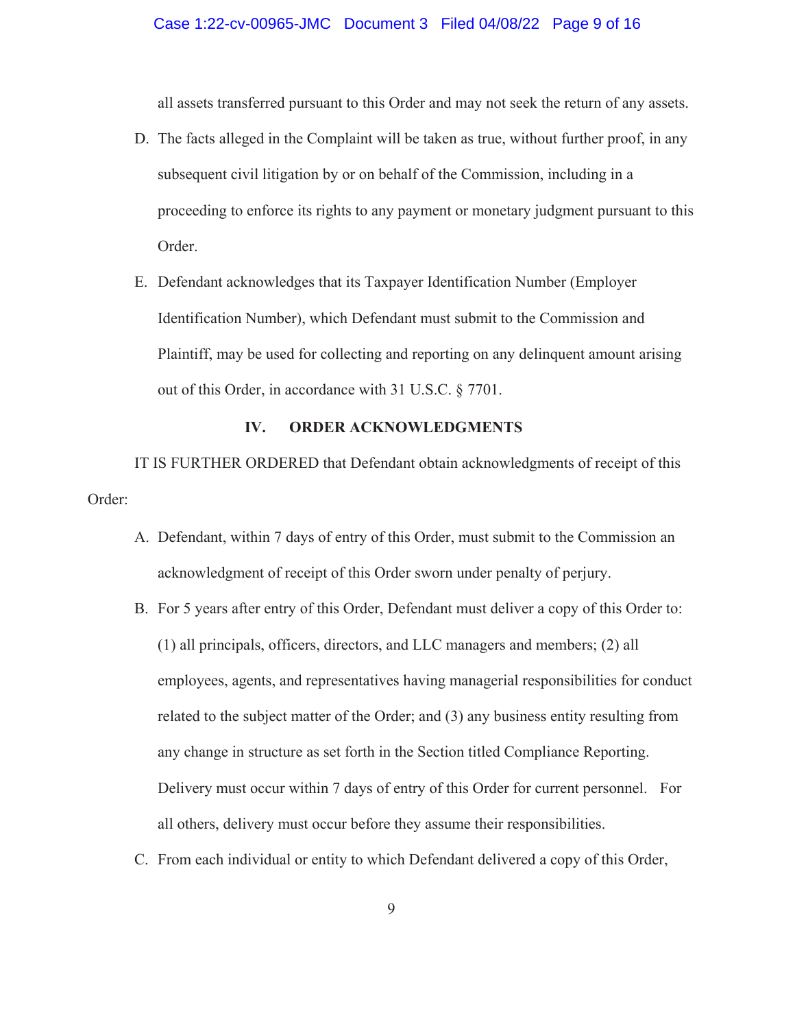all assets transferred pursuant to this Order and may not seek the return of any assets.

D. The facts alleged in the Complaint will be taken as true, without further proof, in any subsequent civil litigation by or on behalf of the Commission, including in a proceeding to enforce its rights to any payment or monetary judgment pursuant to this Order.

E. Defendant acknowledges that its Taxpayer Identification Number (Employer Identification Number), which Defendant must submit to the Commission and Plaintiff, may be used for collecting and reporting on any delinquent amount arising out of this Order, in accordance with 31 U.S.C. § 7701.

## IV. ORDER ACKNOWLEDGMENTS

IT IS FURTHER ORDERED that Defendant obtain acknowledgments of receipt of this Order:

A. Defendant, within 7 days of entry of this Order, must submit to the Commission an acknowledgment of receipt of this Order sworn under penalty of perjury.

B. For 5 years after entry of this Order, Defendant must deliver a copy of this Order to: (1) all principals, officers, directors, and LLC managers and members; (2) all employees, agents, and representatives having managerial responsibilities for conduct related to the subject matter of the Order; and (3) any business entity resulting from any change in structure as set forth in the Section titled Compliance Reporting. Delivery must occur within 7 days of entry of this Order for current personnel. For all others, delivery must occur before they assume their responsibilities.

C. From each individual or entity to which Defendant delivered a copy of this Order,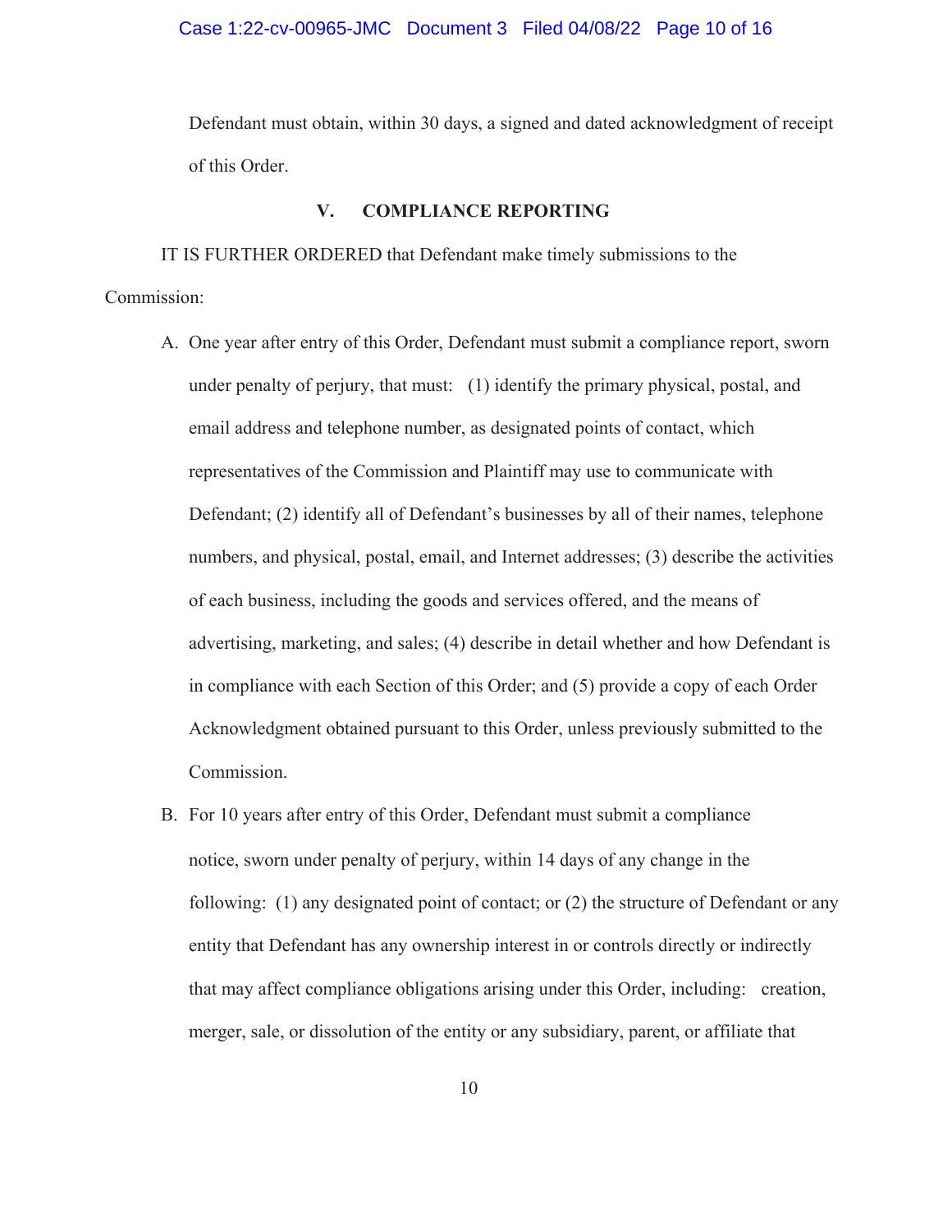Defendant must obtain, within 30 days, a signed and dated acknowledgment of receipt of this Order.

## V. COMPLIANCE REPORTING

IT IS FURTHER ORDERED that Defendant make timely submissions to the Commission:

A. One year after entry of this Order, Defendant must submit a compliance report, sworn under penalty of perjury, that must: (1) identify the primary physical, postal, and email address and telephone number, as designated points of contact, which representatives of the Commission and Plaintiff may use to communicate with Defendant; (2) identify all of Defendant's businesses by all of their names, telephone numbers, and physical, postal, email, and Internet addresses; (3) describe the activities of each business, including the goods and services offered, and the means of advertising, marketing, and sales; (4) describe in detail whether and how Defendant is in compliance with each Section of this Order; and (5) provide a copy of each Order Acknowledgment obtained pursuant to this Order, unless previously submitted to the Commission.

B. For 10 years after entry of this Order, Defendant must submit a compliance notice, sworn under penalty of perjury, within 14 days of any change in the following: (1) any designated point of contact; or (2) the structure of Defendant or any entity that Defendant has any ownership interest in or controls directly or indirectly that may affect compliance obligations arising under this Order, including: creation, merger, sale, or dissolution of the entity or any subsidiary, parent, or affiliate that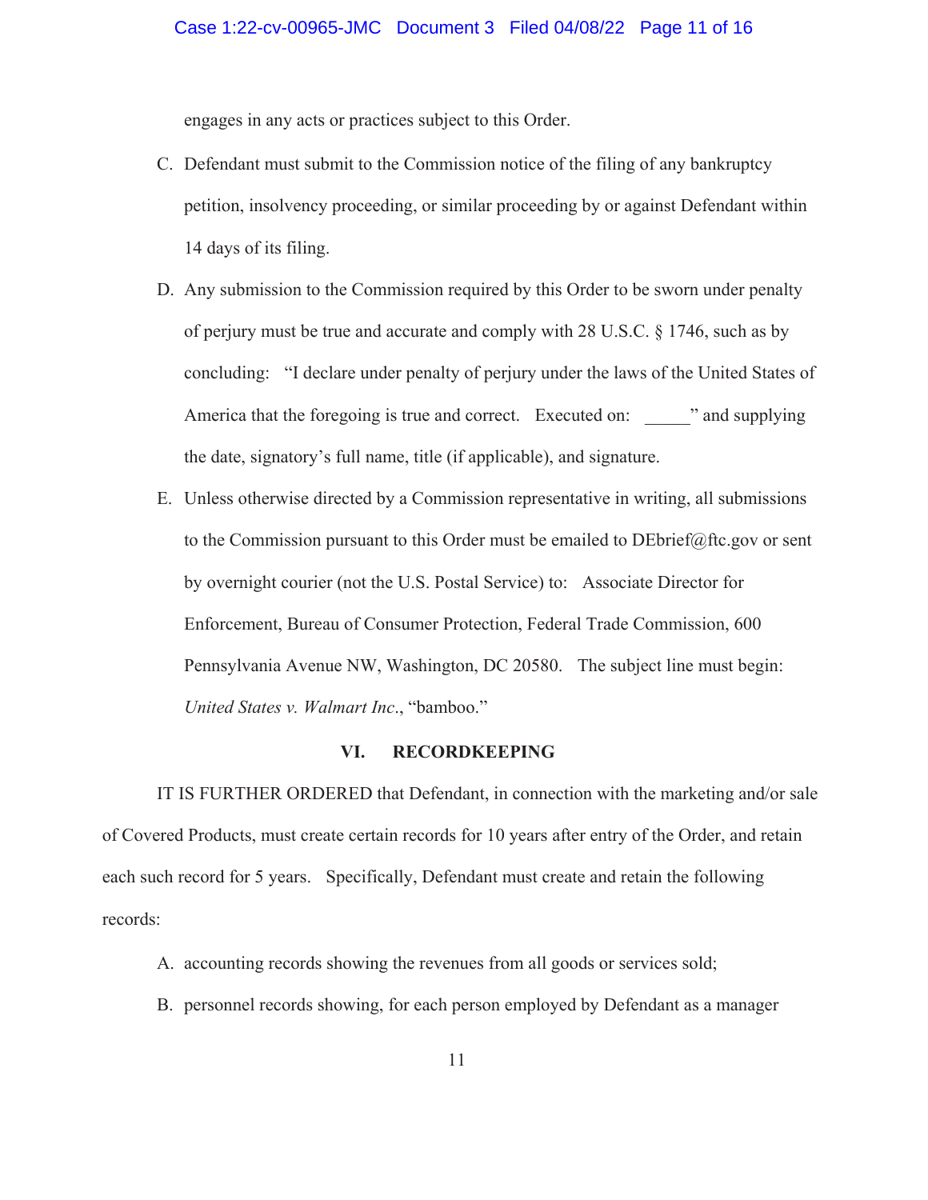engages in any acts or practices subject to this Order.

C. Defendant must submit to the Commission notice of the filing of any bankruptcy petition, insolvency proceeding, or similar proceeding by or against Defendant within 14 days of its filing.

D. Any submission to the Commission required by this Order to be sworn under penalty of perjury must be true and accurate and comply with 28 U.S.C. § 1746, such as by concluding: "I declare under penalty of perjury under the laws of the United States of America that the foregoing is true and correct. Executed on: _____" and supplying the date, signatory's full name, title (if applicable), and signature.

E. Unless otherwise directed by a Commission representative in writing, all submissions to the Commission pursuant to this Order must be emailed to DEbrief@ftc.gov or sent by overnight courier (not the U.S. Postal Service) to: Associate Director for Enforcement, Bureau of Consumer Protection, Federal Trade Commission, 600 Pennsylvania Avenue NW, Washington, DC 20580. The subject line must begin: *United States v. Walmart Inc*., "bamboo."

## VI. RECORDKEEPING

IT IS FURTHER ORDERED that Defendant, in connection with the marketing and/or sale of Covered Products, must create certain records for 10 years after entry of the Order, and retain each such record for 5 years. Specifically, Defendant must create and retain the following records:

A. accounting records showing the revenues from all goods or services sold;

B. personnel records showing, for each person employed by Defendant as a manager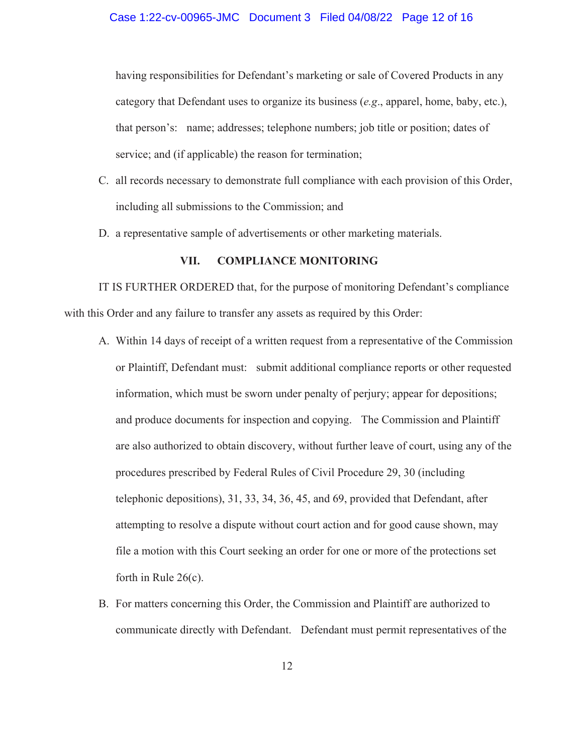having responsibilities for Defendant's marketing or sale of Covered Products in any category that Defendant uses to organize its business (*e.g*., apparel, home, baby, etc.), that person's: name; addresses; telephone numbers; job title or position; dates of service; and (if applicable) the reason for termination;

C. all records necessary to demonstrate full compliance with each provision of this Order, including all submissions to the Commission; and

D. a representative sample of advertisements or other marketing materials.

## VII. COMPLIANCE MONITORING

IT IS FURTHER ORDERED that, for the purpose of monitoring Defendant's compliance with this Order and any failure to transfer any assets as required by this Order:

A. Within 14 days of receipt of a written request from a representative of the Commission or Plaintiff, Defendant must: submit additional compliance reports or other requested information, which must be sworn under penalty of perjury; appear for depositions; and produce documents for inspection and copying. The Commission and Plaintiff are also authorized to obtain discovery, without further leave of court, using any of the procedures prescribed by Federal Rules of Civil Procedure 29, 30 (including telephonic depositions), 31, 33, 34, 36, 45, and 69, provided that Defendant, after attempting to resolve a dispute without court action and for good cause shown, may file a motion with this Court seeking an order for one or more of the protections set forth in Rule 26(c).

B. For matters concerning this Order, the Commission and Plaintiff are authorized to communicate directly with Defendant. Defendant must permit representatives of the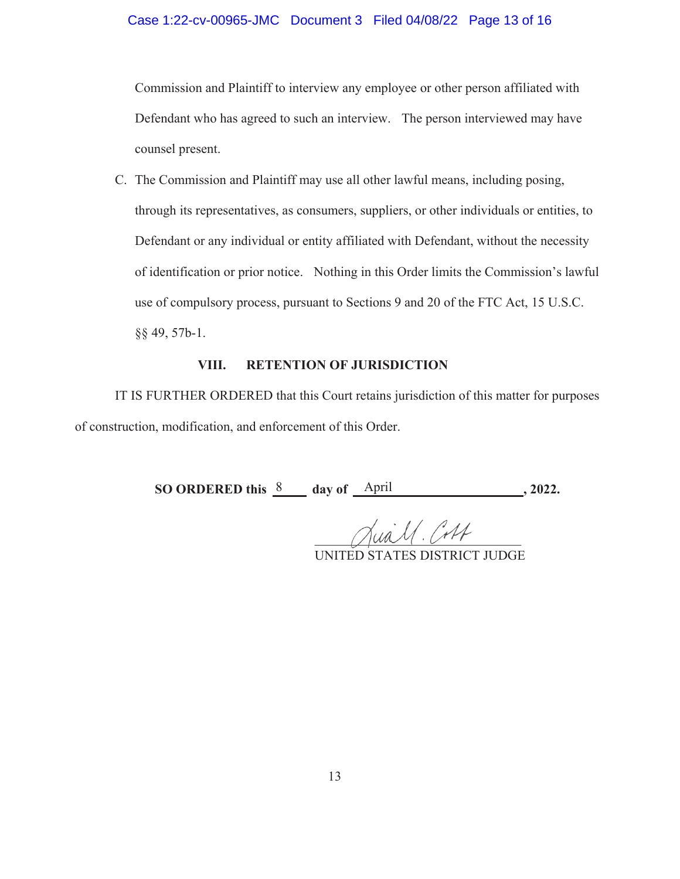Commission and Plaintiff to interview any employee or other person affiliated with Defendant who has agreed to such an interview. The person interviewed may have counsel present.

C. The Commission and Plaintiff may use all other lawful means, including posing, through its representatives, as consumers, suppliers, or other individuals or entities, to Defendant or any individual or entity affiliated with Defendant, without the necessity of identification or prior notice. Nothing in this Order limits the Commission's lawful use of compulsory process, pursuant to Sections 9 and 20 of the FTC Act, 15 U.S.C. §§ 49, 57b-1.

## VIII. RETENTION OF JURISDICTION

IT IS FURTHER ORDERED that this Court retains jurisdiction of this matter for purposes of construction, modification, and enforcement of this Order.

**SO ORDERED this** 8 **day of** April **, 2022.**

Jua M. Cobb

UNITED STATES DISTRICT JUDGE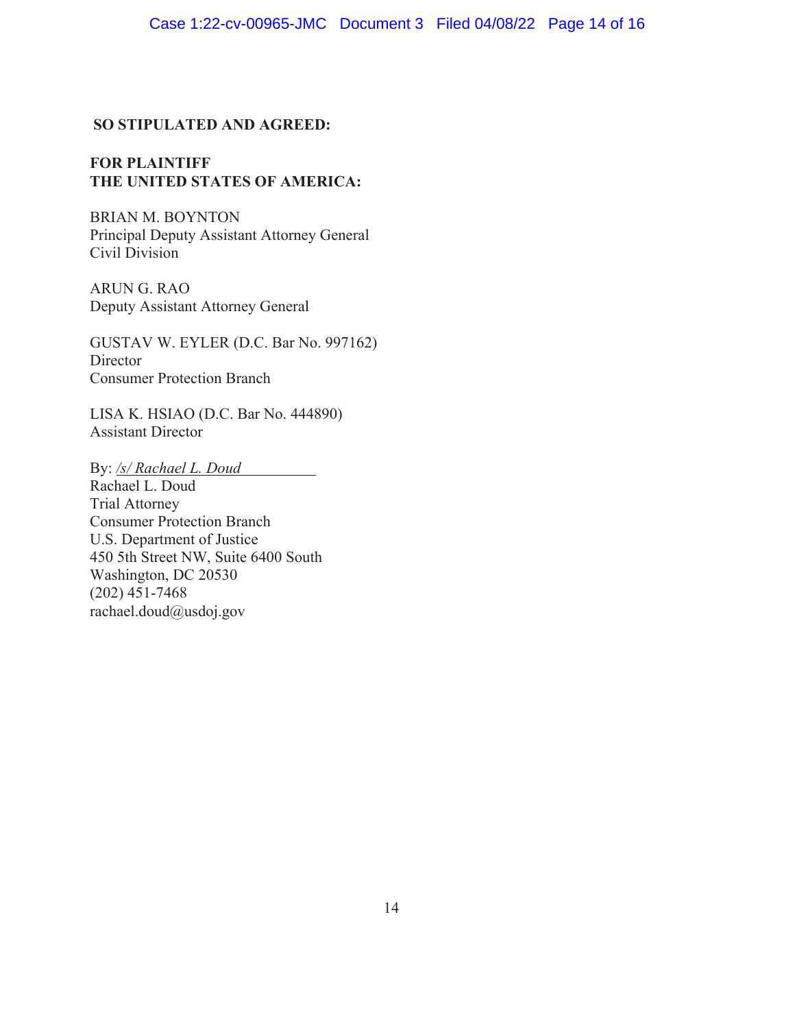**SO STIPULATED AND AGREED:**

**FOR PLAINTIFF**
**THE UNITED STATES OF AMERICA:**

BRIAN M. BOYNTON
Principal Deputy Assistant Attorney General
Civil Division

ARUN G. RAO
Deputy Assistant Attorney General

GUSTAV W. EYLER (D.C. Bar No. 997162)
Director
Consumer Protection Branch

LISA K. HSIAO (D.C. Bar No. 444890)
Assistant Director

By: */s/ Rachael L. Doud*
Rachael L. Doud
Trial Attorney
Consumer Protection Branch
U.S. Department of Justice
450 5th Street NW, Suite 6400 South
Washington, DC 20530
(202) 451-7468
rachael.doud@usdoj.gov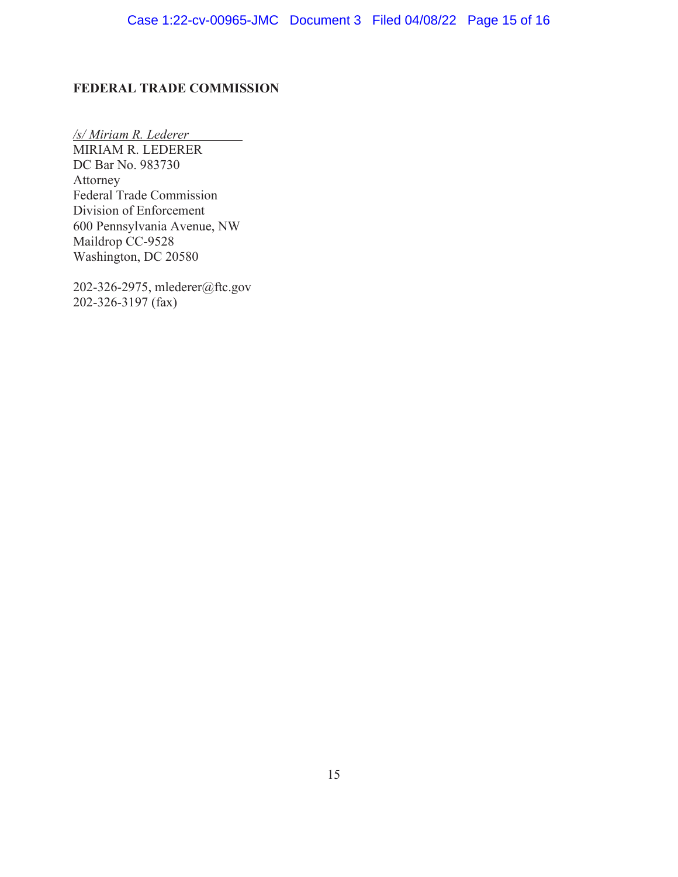**FEDERAL TRADE COMMISSION**

*/s/ Miriam R. Lederer*
MIRIAM R. LEDERER
DC Bar No. 983730
Attorney
Federal Trade Commission
Division of Enforcement
600 Pennsylvania Avenue, NW
Maildrop CC-9528
Washington, DC 20580

202-326-2975, mlederer@ftc.gov
202-326-3197 (fax)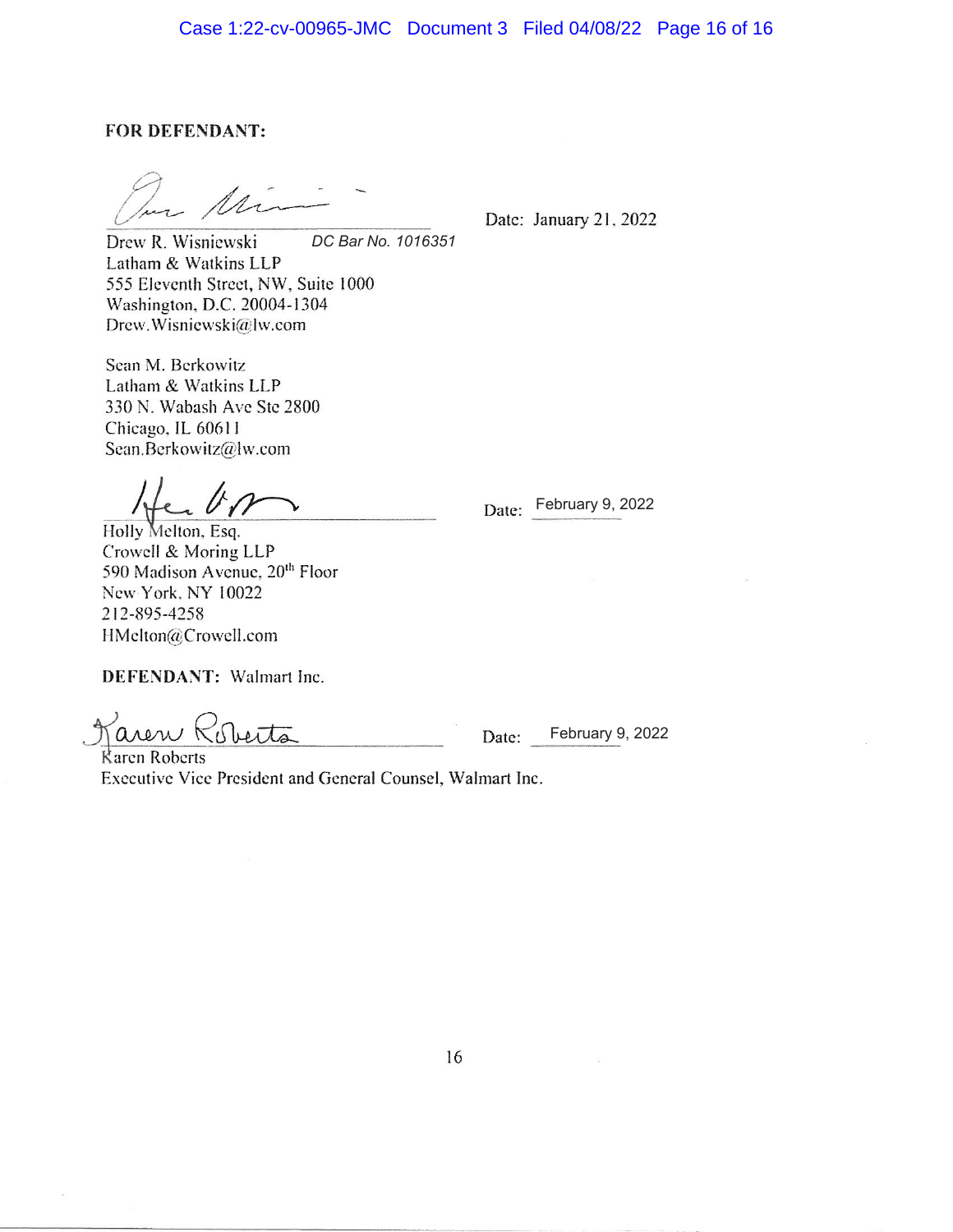**FOR DEFENDANT:**

\_\_\_\_\_\_\_\_\_\_\_\_\_\_\_\_\_\_\_\_\_\_\_\_\_\_\_\_\_\_ Date: January 21, 2022

Drew R. Wisniewski *DC Bar No. 1016351*
Latham & Watkins LLP
555 Eleventh Street, NW, Suite 1000
Washington, D.C. 20004-1304
Drew.Wisniewski@lw.com

Sean M. Berkowitz
Latham & Watkins LLP
330 N. Wabash Ave Ste 2800
Chicago, IL 60611
Sean.Berkowitz@lw.com

\_\_\_\_\_\_\_\_\_\_\_\_\_\_\_\_\_\_\_\_\_\_\_\_\_\_\_\_\_\_ Date: February 9, 2022

Holly Melton, Esq.
Crowell & Moring LLP
590 Madison Avenue, 20th Floor
New York, NY 10022
212-895-4258
HMelton@Crowell.com

**DEFENDANT:** Walmart Inc.

\_\_\_\_\_\_\_\_\_\_\_\_\_\_\_\_\_\_\_\_\_\_\_\_\_\_\_\_\_\_ Date: February 9, 2022

Karen Roberts
Executive Vice President and General Counsel, Walmart Inc.